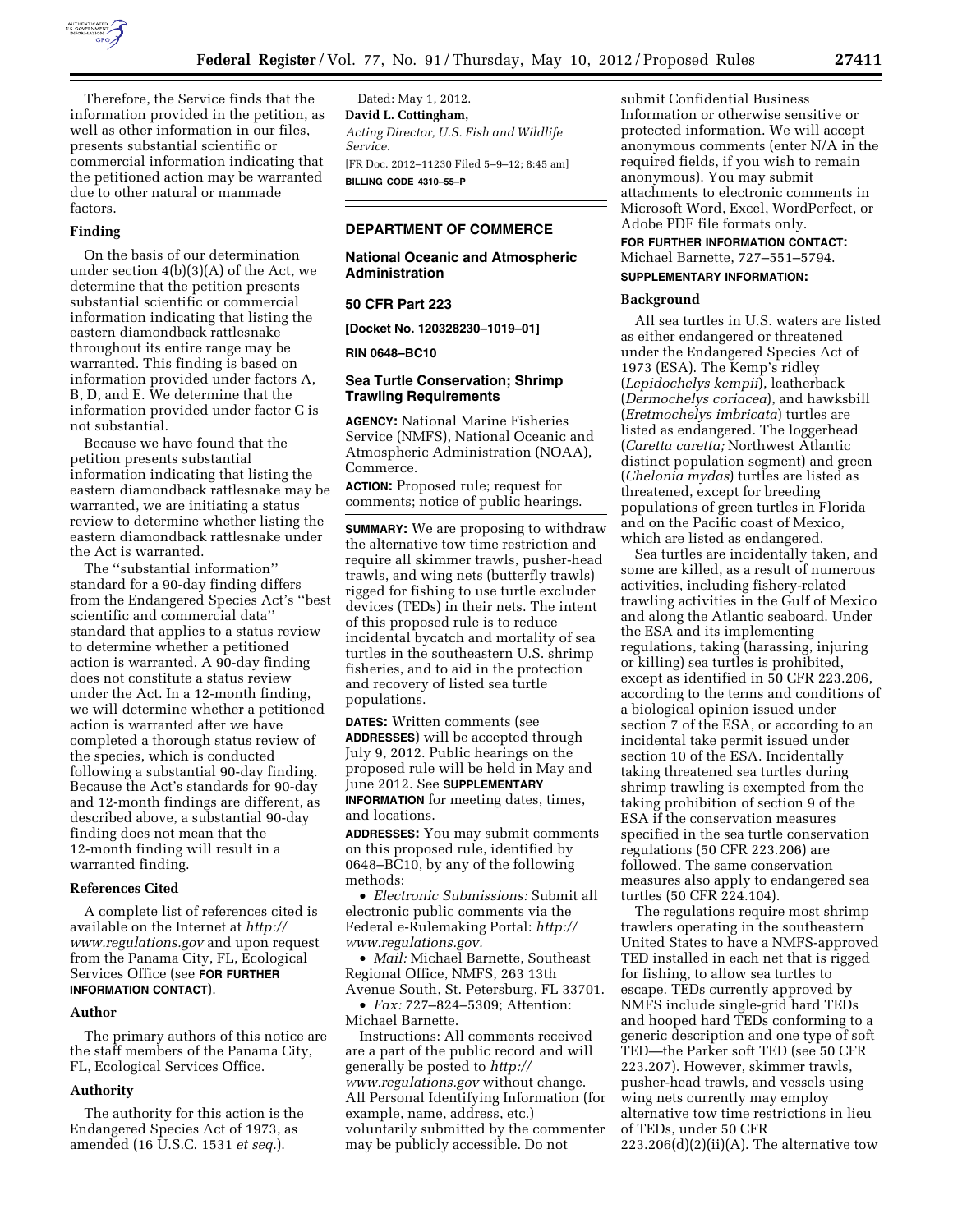Therefore, the Service finds that the information provided in the petition, as well as other information in our files, presents substantial scientific or commercial information indicating that the petitioned action may be warranted due to other natural or manmade factors.

### Finding

On the basis of our determination under section 4(b)(3)(A) of the Act, we determine that the petition presents substantial scientific or commercial information indicating that listing the eastern diamondback rattlesnake throughout its entire range may be warranted. This finding is based on information provided under factors A, B, D, and E. We determine that the information provided under factor C is not substantial.

Because we have found that the petition presents substantial information indicating that listing the eastern diamondback rattlesnake may be warranted, we are initiating a status review to determine whether listing the eastern diamondback rattlesnake under the Act is warranted.

The ''substantial information'' standard for a 90-day finding differs from the Endangered Species Act's ''best scientific and commercial data'' standard that applies to a status review to determine whether a petitioned action is warranted. A 90-day finding does not constitute a status review under the Act. In a 12-month finding, we will determine whether a petitioned action is warranted after we have completed a thorough status review of the species, which is conducted following a substantial 90-day finding. Because the Act's standards for 90-day and 12-month findings are different, as described above, a substantial 90-day finding does not mean that the 12-month finding will result in a warranted finding.

### References Cited

A complete list of references cited is available on the Internet at *http://www.regulations.gov* and upon request from the Panama City, FL, Ecological Services Office (see **FOR FURTHER INFORMATION CONTACT**).

### Author

The primary authors of this notice are the staff members of the Panama City, FL, Ecological Services Office.

### Authority

The authority for this action is the Endangered Species Act of 1973, as amended (16 U.S.C. 1531 *et seq.*).

Dated: May 1, 2012.

**David L. Cottingham,**

*Acting Director, U.S. Fish and Wildlife Service.*

[FR Doc. 2012–11230 Filed 5–9–12; 8:45 am]

**BILLING CODE 4310–55–P**

---

## DEPARTMENT OF COMMERCE

### National Oceanic and Atmospheric Administration

### 50 CFR Part 223

**[Docket No. 120328230–1019–01]**

**RIN 0648–BC10**

### Sea Turtle Conservation; Shrimp Trawling Requirements

**AGENCY:** National Marine Fisheries Service (NMFS), National Oceanic and Atmospheric Administration (NOAA), Commerce.

**ACTION:** Proposed rule; request for comments; notice of public hearings.

**SUMMARY:** We are proposing to withdraw the alternative tow time restriction and require all skimmer trawls, pusher-head trawls, and wing nets (butterfly trawls) rigged for fishing to use turtle excluder devices (TEDs) in their nets. The intent of this proposed rule is to reduce incidental bycatch and mortality of sea turtles in the southeastern U.S. shrimp fisheries, and to aid in the protection and recovery of listed sea turtle populations.

**DATES:** Written comments (see **ADDRESSES**) will be accepted through July 9, 2012. Public hearings on the proposed rule will be held in May and June 2012. See **SUPPLEMENTARY INFORMATION** for meeting dates, times, and locations.

**ADDRESSES:** You may submit comments on this proposed rule, identified by 0648–BC10, by any of the following methods:

- *Electronic Submissions:* Submit all electronic public comments via the Federal e-Rulemaking Portal: *http://www.regulations.gov.*
- *Mail:* Michael Barnette, Southeast Regional Office, NMFS, 263 13th Avenue South, St. Petersburg, FL 33701.
- *Fax:* 727–824–5309; Attention: Michael Barnette.

Instructions: All comments received are a part of the public record and will generally be posted to *http://www.regulations.gov* without change. All Personal Identifying Information (for example, name, address, etc.) voluntarily submitted by the commenter may be publicly accessible. Do not submit Confidential Business Information or otherwise sensitive or protected information. We will accept anonymous comments (enter N/A in the required fields, if you wish to remain anonymous). You may submit attachments to electronic comments in Microsoft Word, Excel, WordPerfect, or Adobe PDF file formats only.

**FOR FURTHER INFORMATION CONTACT:** Michael Barnette, 727–551–5794.

**SUPPLEMENTARY INFORMATION:**

### Background

All sea turtles in U.S. waters are listed as either endangered or threatened under the Endangered Species Act of 1973 (ESA). The Kemp's ridley (*Lepidochelys kempii*), leatherback (*Dermochelys coriacea*), and hawksbill (*Eretmochelys imbricata*) turtles are listed as endangered. The loggerhead (*Caretta caretta;* Northwest Atlantic distinct population segment) and green (*Chelonia mydas*) turtles are listed as threatened, except for breeding populations of green turtles in Florida and on the Pacific coast of Mexico, which are listed as endangered.

Sea turtles are incidentally taken, and some are killed, as a result of numerous activities, including fishery-related trawling activities in the Gulf of Mexico and along the Atlantic seaboard. Under the ESA and its implementing regulations, taking (harassing, injuring or killing) sea turtles is prohibited, except as identified in 50 CFR 223.206, according to the terms and conditions of a biological opinion issued under section 7 of the ESA, or according to an incidental take permit issued under section 10 of the ESA. Incidentally taking threatened sea turtles during shrimp trawling is exempted from the taking prohibition of section 9 of the ESA if the conservation measures specified in the sea turtle conservation regulations (50 CFR 223.206) are followed. The same conservation measures also apply to endangered sea turtles (50 CFR 224.104).

The regulations require most shrimp trawlers operating in the southeastern United States to have a NMFS-approved TED installed in each net that is rigged for fishing, to allow sea turtles to escape. TEDs currently approved by NMFS include single-grid hard TEDs and hooped hard TEDs conforming to a generic description and one type of soft TED—the Parker soft TED (see 50 CFR 223.207). However, skimmer trawls, pusher-head trawls, and vessels using wing nets currently may employ alternative tow time restrictions in lieu of TEDs, under 50 CFR 223.206(d)(2)(ii)(A). The alternative tow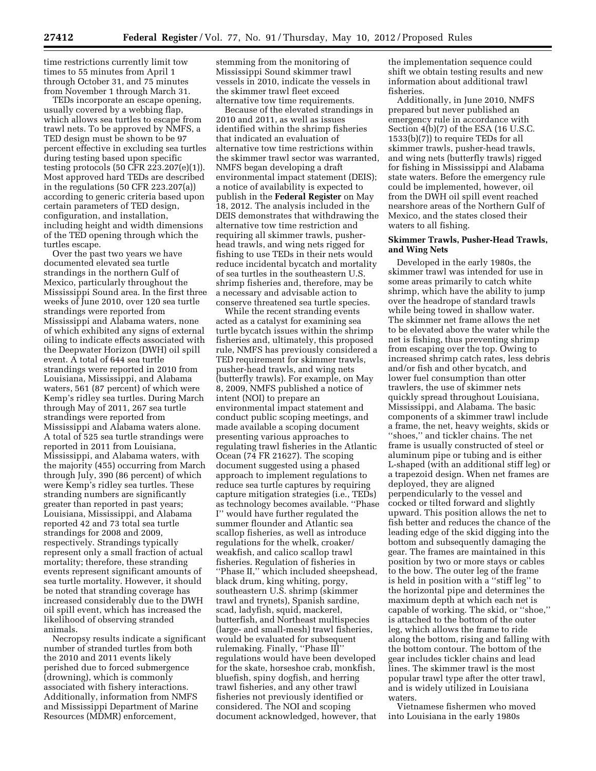time restrictions currently limit tow times to 55 minutes from April 1 through October 31, and 75 minutes from November 1 through March 31.

TEDs incorporate an escape opening, usually covered by a webbing flap, which allows sea turtles to escape from trawl nets. To be approved by NMFS, a TED design must be shown to be 97 percent effective in excluding sea turtles during testing based upon specific testing protocols (50 CFR 223.207(e)(1)). Most approved hard TEDs are described in the regulations (50 CFR 223.207(a)) according to generic criteria based upon certain parameters of TED design, configuration, and installation, including height and width dimensions of the TED opening through which the turtles escape.

Over the past two years we have documented elevated sea turtle strandings in the northern Gulf of Mexico, particularly throughout the Mississippi Sound area. In the first three weeks of June 2010, over 120 sea turtle strandings were reported from Mississippi and Alabama waters, none of which exhibited any signs of external oiling to indicate effects associated with the Deepwater Horizon (DWH) oil spill event. A total of 644 sea turtle strandings were reported in 2010 from Louisiana, Mississippi, and Alabama waters, 561 (87 percent) of which were Kemp's ridley sea turtles. During March through May of 2011, 267 sea turtle strandings were reported from Mississippi and Alabama waters alone. A total of 525 sea turtle strandings were reported in 2011 from Louisiana, Mississippi, and Alabama waters, with the majority (455) occurring from March through July, 390 (86 percent) of which were Kemp's ridley sea turtles. These stranding numbers are significantly greater than reported in past years; Louisiana, Mississippi, and Alabama reported 42 and 73 total sea turtle strandings for 2008 and 2009, respectively. Strandings typically represent only a small fraction of actual mortality; therefore, these stranding events represent significant amounts of sea turtle mortality. However, it should be noted that stranding coverage has increased considerably due to the DWH oil spill event, which has increased the likelihood of observing stranded animals.

Necropsy results indicate a significant number of stranded turtles from both the 2010 and 2011 events likely perished due to forced submergence (drowning), which is commonly associated with fishery interactions. Additionally, information from NMFS and Mississippi Department of Marine Resources (MDMR) enforcement, stemming from the monitoring of Mississippi Sound skimmer trawl vessels in 2010, indicate the vessels in the skimmer trawl fleet exceed alternative tow time requirements.

Because of the elevated strandings in 2010 and 2011, as well as issues identified within the shrimp fisheries that indicated an evaluation of alternative tow time restrictions within the skimmer trawl sector was warranted, NMFS began developing a draft environmental impact statement (DEIS); a notice of availability is expected to publish in the **Federal Register** on May 18, 2012. The analysis included in the DEIS demonstrates that withdrawing the alternative tow time restriction and requiring all skimmer trawls, pusher-head trawls, and wing nets rigged for fishing to use TEDs in their nets would reduce incidental bycatch and mortality of sea turtles in the southeastern U.S. shrimp fisheries and, therefore, may be a necessary and advisable action to conserve threatened sea turtle species.

While the recent stranding events acted as a catalyst for examining sea turtle bycatch issues within the shrimp fisheries and, ultimately, this proposed rule, NMFS has previously considered a TED requirement for skimmer trawls, pusher-head trawls, and wing nets (butterfly trawls). For example, on May 8, 2009, NMFS published a notice of intent (NOI) to prepare an environmental impact statement and conduct public scoping meetings, and made available a scoping document presenting various approaches to regulating trawl fisheries in the Atlantic Ocean (74 FR 21627). The scoping document suggested using a phased approach to implement regulations to reduce sea turtle captures by requiring capture mitigation strategies (i.e., TEDs) as technology becomes available. ''Phase I'' would have further regulated the summer flounder and Atlantic sea scallop fisheries, as well as introduce regulations for the whelk, croaker/weakfish, and calico scallop trawl fisheries. Regulation of fisheries in ''Phase II,'' which included sheepshead, black drum, king whiting, porgy, southeastern U.S. shrimp (skimmer trawl and trynets), Spanish sardine, scad, ladyfish, squid, mackerel, butterfish, and Northeast multispecies (large- and small-mesh) trawl fisheries, would be evaluated for subsequent rulemaking. Finally, ''Phase III'' regulations would have been developed for the skate, horseshoe crab, monkfish, bluefish, spiny dogfish, and herring trawl fisheries, and any other trawl fisheries not previously identified or considered. The NOI and scoping document acknowledged, however, that the implementation sequence could shift we obtain testing results and new information about additional trawl fisheries.

Additionally, in June 2010, NMFS prepared but never published an emergency rule in accordance with Section 4(b)(7) of the ESA (16 U.S.C. 1533(b)(7)) to require TEDs for all skimmer trawls, pusher-head trawls, and wing nets (butterfly trawls) rigged for fishing in Mississippi and Alabama state waters. Before the emergency rule could be implemented, however, oil from the DWH oil spill event reached nearshore areas of the Northern Gulf of Mexico, and the states closed their waters to all fishing.

## Skimmer Trawls, Pusher-Head Trawls, and Wing Nets

Developed in the early 1980s, the skimmer trawl was intended for use in some areas primarily to catch white shrimp, which have the ability to jump over the headrope of standard trawls while being towed in shallow water. The skimmer net frame allows the net to be elevated above the water while the net is fishing, thus preventing shrimp from escaping over the top. Owing to increased shrimp catch rates, less debris and/or fish and other bycatch, and lower fuel consumption than otter trawlers, the use of skimmer nets quickly spread throughout Louisiana, Mississippi, and Alabama. The basic components of a skimmer trawl include a frame, the net, heavy weights, skids or ''shoes,'' and tickler chains. The net frame is usually constructed of steel or aluminum pipe or tubing and is either L-shaped (with an additional stiff leg) or a trapezoid design. When net frames are deployed, they are aligned perpendicularly to the vessel and cocked or tilted forward and slightly upward. This position allows the net to fish better and reduces the chance of the leading edge of the skid digging into the bottom and subsequently damaging the gear. The frames are maintained in this position by two or more stays or cables to the bow. The outer leg of the frame is held in position with a ''stiff leg'' to the horizontal pipe and determines the maximum depth at which each net is capable of working. The skid, or ''shoe,'' is attached to the bottom of the outer leg, which allows the frame to ride along the bottom, rising and falling with the bottom contour. The bottom of the gear includes tickler chains and lead lines. The skimmer trawl is the most popular trawl type after the otter trawl, and is widely utilized in Louisiana waters.

Vietnamese fishermen who moved into Louisiana in the early 1980s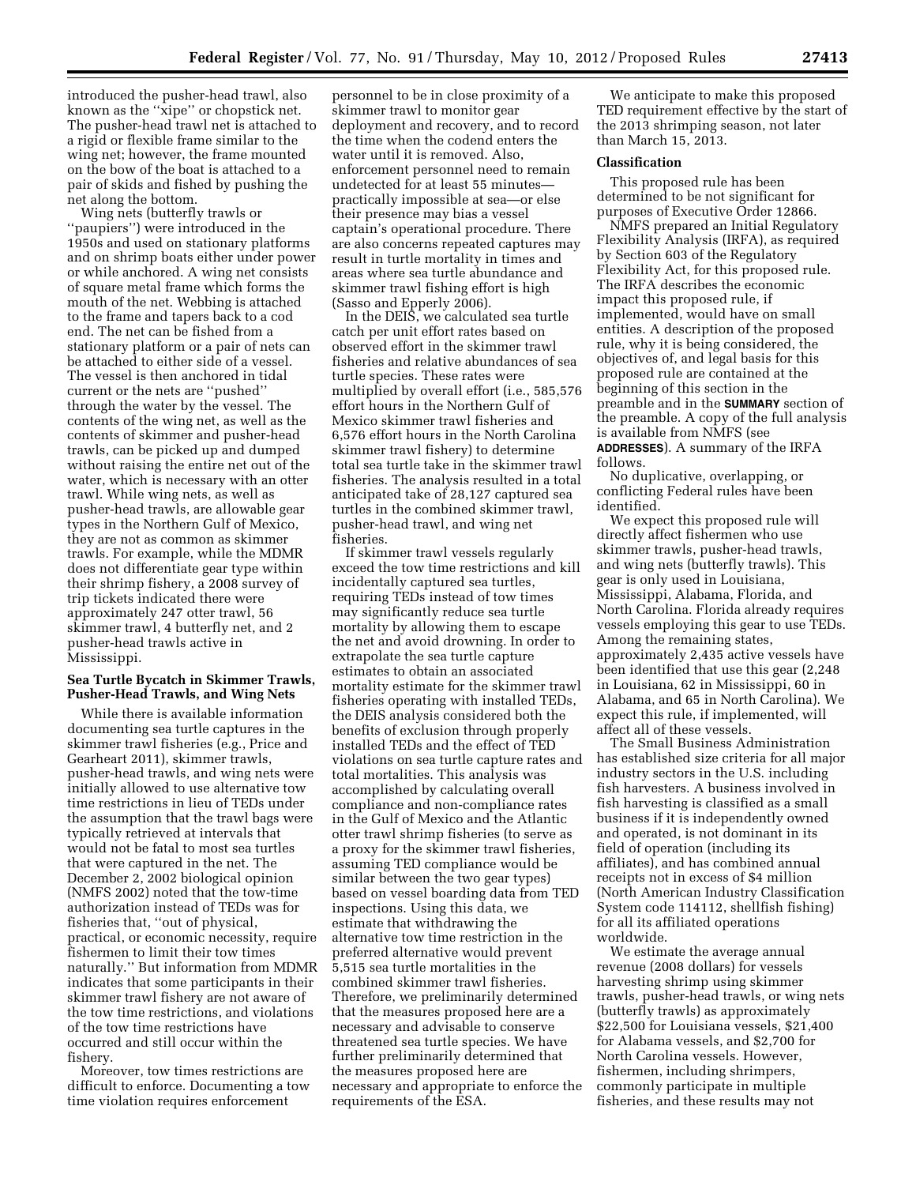introduced the pusher-head trawl, also known as the ''xipe'' or chopstick net. The pusher-head trawl net is attached to a rigid or flexible frame similar to the wing net; however, the frame mounted on the bow of the boat is attached to a pair of skids and fished by pushing the net along the bottom.

Wing nets (butterfly trawls or ''paupiers'') were introduced in the 1950s and used on stationary platforms and on shrimp boats either under power or while anchored. A wing net consists of square metal frame which forms the mouth of the net. Webbing is attached to the frame and tapers back to a cod end. The net can be fished from a stationary platform or a pair of nets can be attached to either side of a vessel. The vessel is then anchored in tidal current or the nets are ''pushed'' through the water by the vessel. The contents of the wing net, as well as the contents of skimmer and pusher-head trawls, can be picked up and dumped without raising the entire net out of the water, which is necessary with an otter trawl. While wing nets, as well as pusher-head trawls, are allowable gear types in the Northern Gulf of Mexico, they are not as common as skimmer trawls. For example, while the MDMR does not differentiate gear type within their shrimp fishery, a 2008 survey of trip tickets indicated there were approximately 247 otter trawl, 56 skimmer trawl, 4 butterfly net, and 2 pusher-head trawls active in Mississippi.

## Sea Turtle Bycatch in Skimmer Trawls, Pusher-Head Trawls, and Wing Nets

While there is available information documenting sea turtle captures in the skimmer trawl fisheries (e.g., Price and Gearheart 2011), skimmer trawls, pusher-head trawls, and wing nets were initially allowed to use alternative tow time restrictions in lieu of TEDs under the assumption that the trawl bags were typically retrieved at intervals that would not be fatal to most sea turtles that were captured in the net. The December 2, 2002 biological opinion (NMFS 2002) noted that the tow-time authorization instead of TEDs was for fisheries that, ''out of physical, practical, or economic necessity, require fishermen to limit their tow times naturally.'' But information from MDMR indicates that some participants in their skimmer trawl fishery are not aware of the tow time restrictions, and violations of the tow time restrictions have occurred and still occur within the fishery.

Moreover, tow times restrictions are difficult to enforce. Documenting a tow time violation requires enforcement personnel to be in close proximity of a skimmer trawl to monitor gear deployment and recovery, and to record the time when the codend enters the water until it is removed. Also, enforcement personnel need to remain undetected for at least 55 minutes—practically impossible at sea—or else their presence may bias a vessel captain's operational procedure. There are also concerns repeated captures may result in turtle mortality in times and areas where sea turtle abundance and skimmer trawl fishing effort is high (Sasso and Epperly 2006).

In the DEIS, we calculated sea turtle catch per unit effort rates based on observed effort in the skimmer trawl fisheries and relative abundances of sea turtle species. These rates were multiplied by overall effort (i.e., 585,576 effort hours in the Northern Gulf of Mexico skimmer trawl fisheries and 6,576 effort hours in the North Carolina skimmer trawl fishery) to determine total sea turtle take in the skimmer trawl fisheries. The analysis resulted in a total anticipated take of 28,127 captured sea turtles in the combined skimmer trawl, pusher-head trawl, and wing net fisheries.

If skimmer trawl vessels regularly exceed the tow time restrictions and kill incidentally captured sea turtles, requiring TEDs instead of tow times may significantly reduce sea turtle mortality by allowing them to escape the net and avoid drowning. In order to extrapolate the sea turtle capture estimates to obtain an associated mortality estimate for the skimmer trawl fisheries operating with installed TEDs, the DEIS analysis considered both the benefits of exclusion through properly installed TEDs and the effect of TED violations on sea turtle capture rates and total mortalities. This analysis was accomplished by calculating overall compliance and non-compliance rates in the Gulf of Mexico and the Atlantic otter trawl shrimp fisheries (to serve as a proxy for the skimmer trawl fisheries, assuming TED compliance would be similar between the two gear types) based on vessel boarding data from TED inspections. Using this data, we estimate that withdrawing the alternative tow time restriction in the preferred alternative would prevent 5,515 sea turtle mortalities in the combined skimmer trawl fisheries. Therefore, we preliminarily determined that the measures proposed here are a necessary and advisable to conserve threatened sea turtle species. We have further preliminarily determined that the measures proposed here are necessary and appropriate to enforce the requirements of the ESA.

We anticipate to make this proposed TED requirement effective by the start of the 2013 shrimping season, not later than March 15, 2013.

## Classification

This proposed rule has been determined to be not significant for purposes of Executive Order 12866.

NMFS prepared an Initial Regulatory Flexibility Analysis (IRFA), as required by Section 603 of the Regulatory Flexibility Act, for this proposed rule. The IRFA describes the economic impact this proposed rule, if implemented, would have on small entities. A description of the proposed rule, why it is being considered, the objectives of, and legal basis for this proposed rule are contained at the beginning of this section in the preamble and in the **SUMMARY** section of the preamble. A copy of the full analysis is available from NMFS (see **ADDRESSES**). A summary of the IRFA follows.

No duplicative, overlapping, or conflicting Federal rules have been identified.

We expect this proposed rule will directly affect fishermen who use skimmer trawls, pusher-head trawls, and wing nets (butterfly trawls). This gear is only used in Louisiana, Mississippi, Alabama, Florida, and North Carolina. Florida already requires vessels employing this gear to use TEDs. Among the remaining states, approximately 2,435 active vessels have been identified that use this gear (2,248 in Louisiana, 62 in Mississippi, 60 in Alabama, and 65 in North Carolina). We expect this rule, if implemented, will affect all of these vessels.

The Small Business Administration has established size criteria for all major industry sectors in the U.S. including fish harvesters. A business involved in fish harvesting is classified as a small business if it is independently owned and operated, is not dominant in its field of operation (including its affiliates), and has combined annual receipts not in excess of $4 million (North American Industry Classification System code 114112, shellfish fishing) for all its affiliated operations worldwide.

We estimate the average annual revenue (2008 dollars) for vessels harvesting shrimp using skimmer trawls, pusher-head trawls, or wing nets (butterfly trawls) as approximately $22,500 for Louisiana vessels, $21,400 for Alabama vessels, and $2,700 for North Carolina vessels. However, fishermen, including shrimpers, commonly participate in multiple fisheries, and these results may not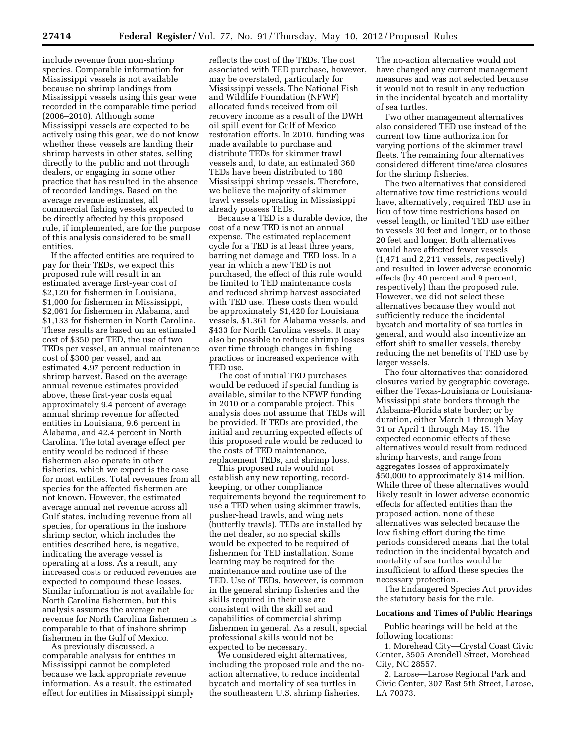include revenue from non-shrimp species. Comparable information for Mississippi vessels is not available because no shrimp landings from Mississippi vessels using this gear were recorded in the comparable time period (2006–2010). Although some Mississippi vessels are expected to be actively using this gear, we do not know whether these vessels are landing their shrimp harvests in other states, selling directly to the public and not through dealers, or engaging in some other practice that has resulted in the absence of recorded landings. Based on the average revenue estimates, all commercial fishing vessels expected to be directly affected by this proposed rule, if implemented, are for the purpose of this analysis considered to be small entities.

If the affected entities are required to pay for their TEDs, we expect this proposed rule will result in an estimated average first-year cost of $2,120 for fishermen in Louisiana, $1,000 for fishermen in Mississippi, $2,061 for fishermen in Alabama, and $1,133 for fishermen in North Carolina. These results are based on an estimated cost of $350 per TED, the use of two TEDs per vessel, an annual maintenance cost of $300 per vessel, and an estimated 4.97 percent reduction in shrimp harvest. Based on the average annual revenue estimates provided above, these first-year costs equal approximately 9.4 percent of average annual shrimp revenue for affected entities in Louisiana, 9.6 percent in Alabama, and 42.4 percent in North Carolina. The total average effect per entity would be reduced if these fishermen also operate in other fisheries, which we expect is the case for most entities. Total revenues from all species for the affected fishermen are not known. However, the estimated average annual net revenue across all Gulf states, including revenue from all species, for operations in the inshore shrimp sector, which includes the entities described here, is negative, indicating the average vessel is operating at a loss. As a result, any increased costs or reduced revenues are expected to compound these losses. Similar information is not available for North Carolina fishermen, but this analysis assumes the average net revenue for North Carolina fishermen is comparable to that of inshore shrimp fishermen in the Gulf of Mexico.

As previously discussed, a comparable analysis for entities in Mississippi cannot be completed because we lack appropriate revenue information. As a result, the estimated effect for entities in Mississippi simply reflects the cost of the TEDs. The cost associated with TED purchase, however, may be overstated, particularly for Mississippi vessels. The National Fish and Wildlife Foundation (NFWF) allocated funds received from oil recovery income as a result of the DWH oil spill event for Gulf of Mexico restoration efforts. In 2010, funding was made available to purchase and distribute TEDs for skimmer trawl vessels and, to date, an estimated 360 TEDs have been distributed to 180 Mississippi shrimp vessels. Therefore, we believe the majority of skimmer trawl vessels operating in Mississippi already possess TEDs.

Because a TED is a durable device, the cost of a new TED is not an annual expense. The estimated replacement cycle for a TED is at least three years, barring net damage and TED loss. In a year in which a new TED is not purchased, the effect of this rule would be limited to TED maintenance costs and reduced shrimp harvest associated with TED use. These costs then would be approximately $1,420 for Louisiana vessels, $1,361 for Alabama vessels, and $433 for North Carolina vessels. It may also be possible to reduce shrimp losses over time through changes in fishing practices or increased experience with TED use.

The cost of initial TED purchases would be reduced if special funding is available, similar to the NFWF funding in 2010 or a comparable project. This analysis does not assume that TEDs will be provided. If TEDs are provided, the initial and recurring expected effects of this proposed rule would be reduced to the costs of TED maintenance, replacement TEDs, and shrimp loss.

This proposed rule would not establish any new reporting, record-keeping, or other compliance requirements beyond the requirement to use a TED when using skimmer trawls, pusher-head trawls, and wing nets (butterfly trawls). TEDs are installed by the net dealer, so no special skills would be expected to be required of fishermen for TED installation. Some learning may be required for the maintenance and routine use of the TED. Use of TEDs, however, is common in the general shrimp fisheries and the skills required in their use are consistent with the skill set and capabilities of commercial shrimp fishermen in general. As a result, special professional skills would not be expected to be necessary.

We considered eight alternatives, including the proposed rule and the no-action alternative, to reduce incidental bycatch and mortality of sea turtles in the southeastern U.S. shrimp fisheries. The no-action alternative would not have changed any current management measures and was not selected because it would not to result in any reduction in the incidental bycatch and mortality of sea turtles.

Two other management alternatives also considered TED use instead of the current tow time authorization for varying portions of the skimmer trawl fleets. The remaining four alternatives considered different time/area closures for the shrimp fisheries.

The two alternatives that considered alternative tow time restrictions would have, alternatively, required TED use in lieu of tow time restrictions based on vessel length, or limited TED use either to vessels 30 feet and longer, or to those 20 feet and longer. Both alternatives would have affected fewer vessels (1,471 and 2,211 vessels, respectively) and resulted in lower adverse economic effects (by 40 percent and 9 percent, respectively) than the proposed rule. However, we did not select these alternatives because they would not sufficiently reduce the incidental bycatch and mortality of sea turtles in general, and would also incentivize an effort shift to smaller vessels, thereby reducing the net benefits of TED use by larger vessels.

The four alternatives that considered closures varied by geographic coverage, either the Texas-Louisiana or Louisiana-Mississippi state borders through the Alabama-Florida state border; or by duration, either March 1 through May 31 or April 1 through May 15. The expected economic effects of these alternatives would result from reduced shrimp harvests, and range from aggregates losses of approximately $50,000 to approximately $14 million. While three of these alternatives would likely result in lower adverse economic effects for affected entities than the proposed action, none of these alternatives was selected because the low fishing effort during the time periods considered means that the total reduction in the incidental bycatch and mortality of sea turtles would be insufficient to afford these species the necessary protection.

The Endangered Species Act provides the statutory basis for the rule.

**Locations and Times of Public Hearings**

Public hearings will be held at the following locations:

1. Morehead City—Crystal Coast Civic Center, 3505 Arendell Street, Morehead City, NC 28557.

2. Larose—Larose Regional Park and Civic Center, 307 East 5th Street, Larose, LA 70373.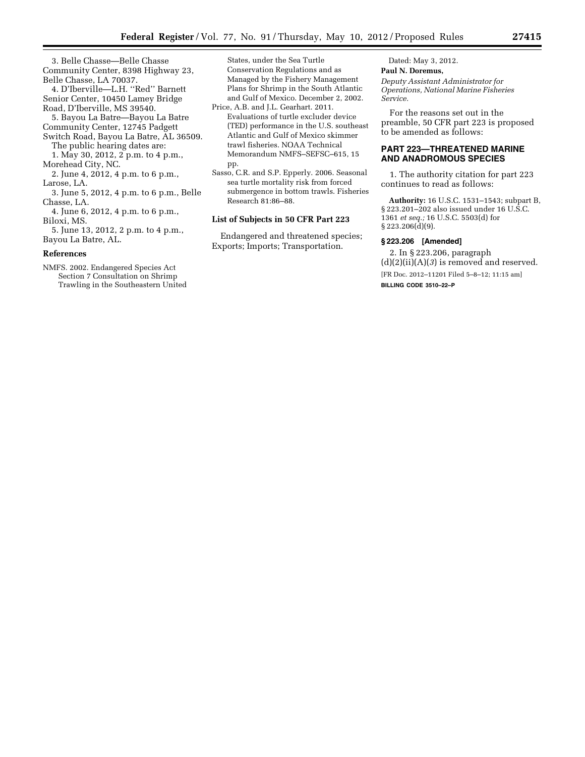3. Belle Chasse—Belle Chasse Community Center, 8398 Highway 23, Belle Chasse, LA 70037.

4. D'Iberville—L.H. ''Red'' Barnett Senior Center, 10450 Lamey Bridge Road, D'Iberville, MS 39540.

5. Bayou La Batre—Bayou La Batre Community Center, 12745 Padgett Switch Road, Bayou La Batre, AL 36509.

The public hearing dates are:

1. May 30, 2012, 2 p.m. to 4 p.m., Morehead City, NC.

2. June 4, 2012, 4 p.m. to 6 p.m., Larose, LA.

3. June 5, 2012, 4 p.m. to 6 p.m., Belle Chasse, LA.

4. June 6, 2012, 4 p.m. to 6 p.m., Biloxi, MS.

5. June 13, 2012, 2 p.m. to 4 p.m., Bayou La Batre, AL.

### References

NMFS. 2002. Endangered Species Act Section 7 Consultation on Shrimp Trawling in the Southeastern United States, under the Sea Turtle Conservation Regulations and as Managed by the Fishery Management Plans for Shrimp in the South Atlantic and Gulf of Mexico. December 2, 2002.

Price, A.B. and J.L. Gearhart. 2011. Evaluations of turtle excluder device (TED) performance in the U.S. southeast Atlantic and Gulf of Mexico skimmer trawl fisheries. NOAA Technical Memorandum NMFS–SEFSC–615, 15 pp.

Sasso, C.R. and S.P. Epperly. 2006. Seasonal sea turtle mortality risk from forced submergence in bottom trawls. Fisheries Research 81:86–88.

### List of Subjects in 50 CFR Part 223

Endangered and threatened species; Exports; Imports; Transportation.

Dated: May 3, 2012.

**Paul N. Doremus,**

*Deputy Assistant Administrator for Operations, National Marine Fisheries Service.*

For the reasons set out in the preamble, 50 CFR part 223 is proposed to be amended as follows:

## PART 223—THREATENED MARINE AND ANADROMOUS SPECIES

1. The authority citation for part 223 continues to read as follows:

**Authority:** 16 U.S.C. 1531–1543; subpart B, § 223.201–202 also issued under 16 U.S.C. 1361 *et seq.;* 16 U.S.C. 5503(d) for § 223.206(d)(9).

### § 223.206 [Amended]

2. In § 223.206, paragraph (d)(2)(ii)(A)(*3*) is removed and reserved.

[FR Doc. 2012–11201 Filed 5–8–12; 11:15 am]

**BILLING CODE 3510–22–P**